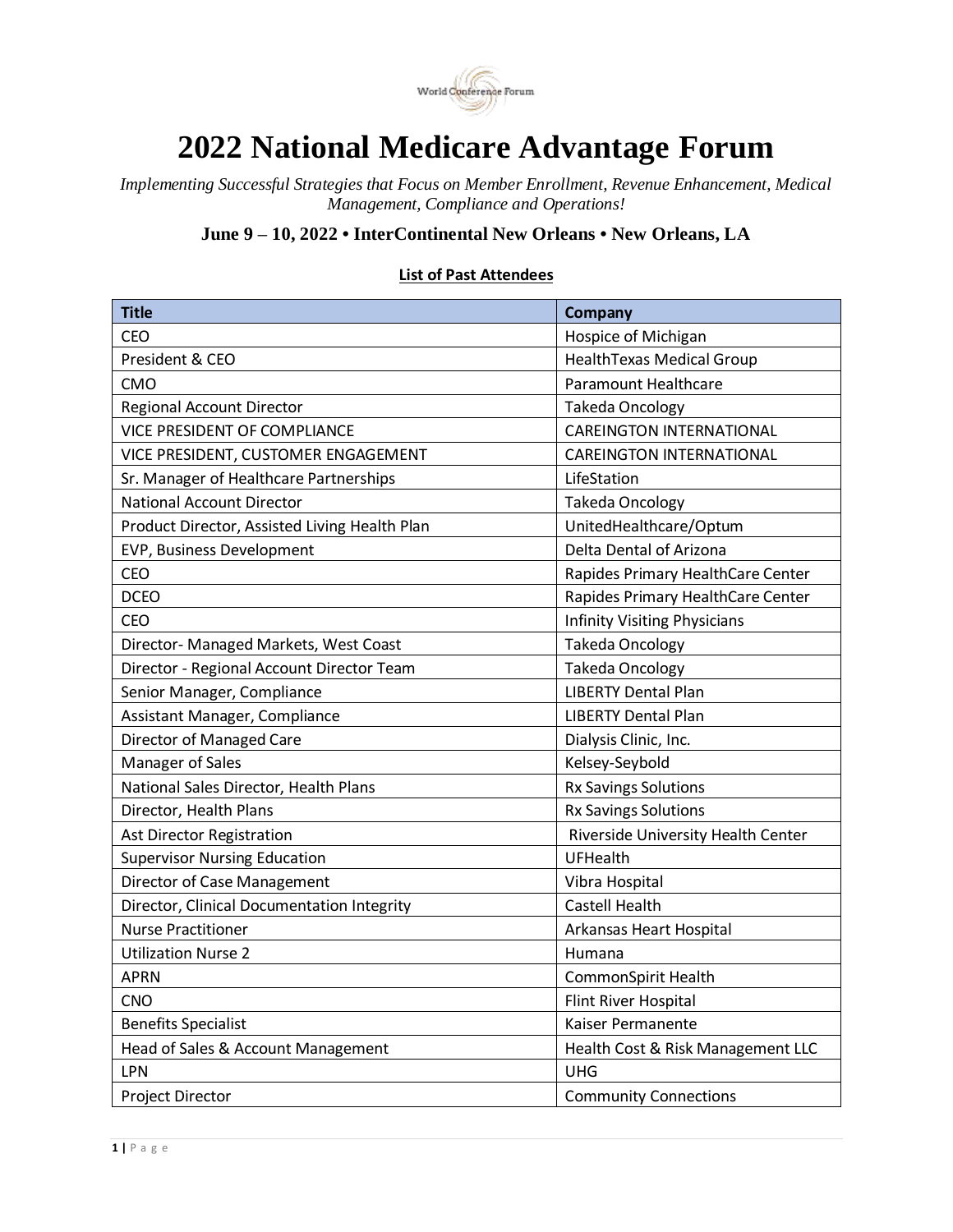World Conference Forum

# 2022 National Medicare Advantage Forum

*Implementing Successful Strategies that Focus on Member Enrollment, Revenue Enhancement, Medical Management, Compliance and Operations!*

### June 9 – 10, 2022 • InterContinental New Orleans • New Orleans, LA

**List of Past Attendees**

| Title | Company |
|---|---|
| CEO | Hospice of Michigan |
| President & CEO | HealthTexas Medical Group |
| CMO | Paramount Healthcare |
| Regional Account Director | Takeda Oncology |
| VICE PRESIDENT OF COMPLIANCE | CAREINGTON INTERNATIONAL |
| VICE PRESIDENT, CUSTOMER ENGAGEMENT | CAREINGTON INTERNATIONAL |
| Sr. Manager of Healthcare Partnerships | LifeStation |
| National Account Director | Takeda Oncology |
| Product Director, Assisted Living Health Plan | UnitedHealthcare/Optum |
| EVP, Business Development | Delta Dental of Arizona |
| CEO | Rapides Primary HealthCare Center |
| DCEO | Rapides Primary HealthCare Center |
| CEO | Infinity Visiting Physicians |
| Director- Managed Markets, West Coast | Takeda Oncology |
| Director - Regional Account Director Team | Takeda Oncology |
| Senior Manager, Compliance | LIBERTY Dental Plan |
| Assistant Manager, Compliance | LIBERTY Dental Plan |
| Director of Managed Care | Dialysis Clinic, Inc. |
| Manager of Sales | Kelsey-Seybold |
| National Sales Director, Health Plans | Rx Savings Solutions |
| Director, Health Plans | Rx Savings Solutions |
| Ast Director Registration | Riverside University Health Center |
| Supervisor Nursing Education | UFHealth |
| Director of Case Management | Vibra Hospital |
| Director, Clinical Documentation Integrity | Castell Health |
| Nurse Practitioner | Arkansas Heart Hospital |
| Utilization Nurse 2 | Humana |
| APRN | CommonSpirit Health |
| CNO | Flint River Hospital |
| Benefits Specialist | Kaiser Permanente |
| Head of Sales & Account Management | Health Cost & Risk Management LLC |
| LPN | UHG |
| Project Director | Community Connections |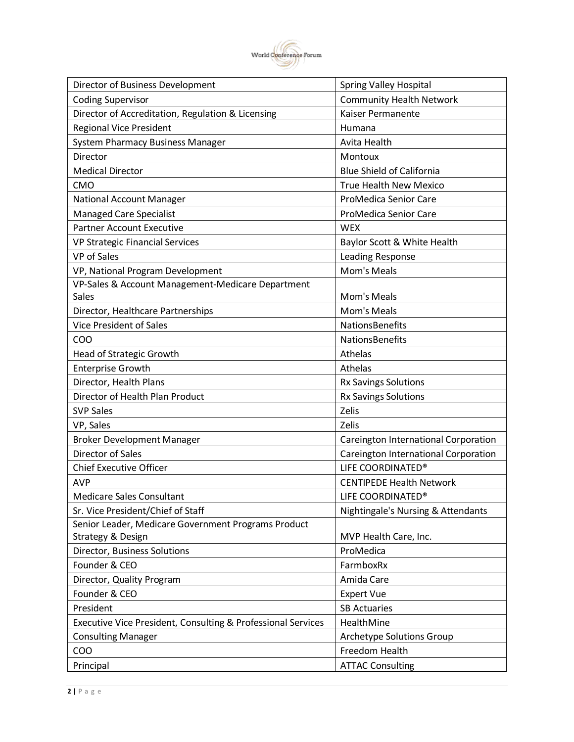| Director of Business Development | Spring Valley Hospital |
| --- | --- |
| Coding Supervisor | Community Health Network |
| Director of Accreditation, Regulation & Licensing | Kaiser Permanente |
| Regional Vice President | Humana |
| System Pharmacy Business Manager | Avita Health |
| Director | Montoux |
| Medical Director | Blue Shield of California |
| CMO | True Health New Mexico |
| National Account Manager | ProMedica Senior Care |
| Managed Care Specialist | ProMedica Senior Care |
| Partner Account Executive | WEX |
| VP Strategic Financial Services | Baylor Scott & White Health |
| VP of Sales | Leading Response |
| VP, National Program Development | Mom's Meals |
| VP-Sales & Account Management-Medicare Department Sales | Mom's Meals |
| Director, Healthcare Partnerships | Mom's Meals |
| Vice President of Sales | NationsBenefits |
| COO | NationsBenefits |
| Head of Strategic Growth | Athelas |
| Enterprise Growth | Athelas |
| Director, Health Plans | Rx Savings Solutions |
| Director of Health Plan Product | Rx Savings Solutions |
| SVP Sales | Zelis |
| VP, Sales | Zelis |
| Broker Development Manager | Careington International Corporation |
| Director of Sales | Careington International Corporation |
| Chief Executive Officer | LIFE COORDINATED® |
| AVP | CENTIPEDE Health Network |
| Medicare Sales Consultant | LIFE COORDINATED® |
| Sr. Vice President/Chief of Staff | Nightingale's Nursing & Attendants |
| Senior Leader, Medicare Government Programs Product Strategy & Design | MVP Health Care, Inc. |
| Director, Business Solutions | ProMedica |
| Founder & CEO | FarmboxRx |
| Director, Quality Program | Amida Care |
| Founder & CEO | Expert Vue |
| President | SB Actuaries |
| Executive Vice President, Consulting & Professional Services | HealthMine |
| Consulting Manager | Archetype Solutions Group |
| COO | Freedom Health |
| Principal | ATTAC Consulting |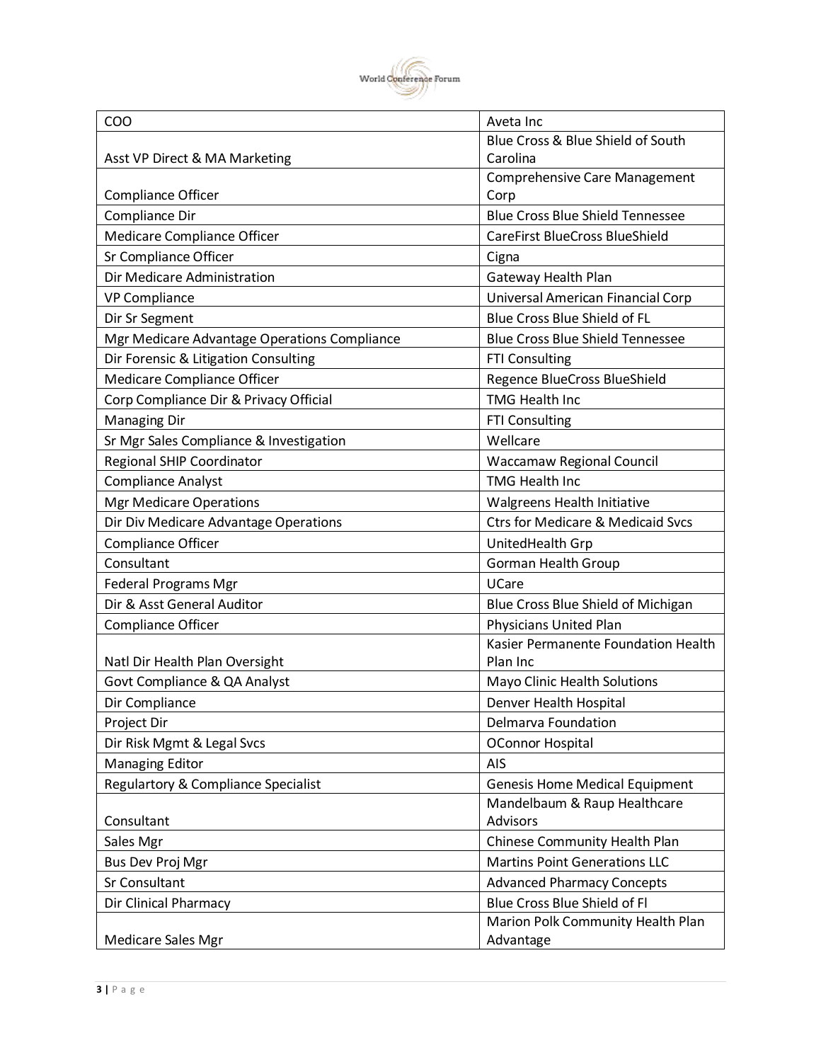| COO | Aveta Inc |
| --- | --- |
| Asst VP Direct & MA Marketing | Blue Cross & Blue Shield of South Carolina |
| Compliance Officer | Comprehensive Care Management Corp |
| Compliance Dir | Blue Cross Blue Shield Tennessee |
| Medicare Compliance Officer | CareFirst BlueCross BlueShield |
| Sr Compliance Officer | Cigna |
| Dir Medicare Administration | Gateway Health Plan |
| VP Compliance | Universal American Financial Corp |
| Dir Sr Segment | Blue Cross Blue Shield of FL |
| Mgr Medicare Advantage Operations Compliance | Blue Cross Blue Shield Tennessee |
| Dir Forensic & Litigation Consulting | FTI Consulting |
| Medicare Compliance Officer | Regence BlueCross BlueShield |
| Corp Compliance Dir & Privacy Official | TMG Health Inc |
| Managing Dir | FTI Consulting |
| Sr Mgr Sales Compliance & Investigation | Wellcare |
| Regional SHIP Coordinator | Waccamaw Regional Council |
| Compliance Analyst | TMG Health Inc |
| Mgr Medicare Operations | Walgreens Health Initiative |
| Dir Div Medicare Advantage Operations | Ctrs for Medicare & Medicaid Svcs |
| Compliance Officer | UnitedHealth Grp |
| Consultant | Gorman Health Group |
| Federal Programs Mgr | UCare |
| Dir & Asst General Auditor | Blue Cross Blue Shield of Michigan |
| Compliance Officer | Physicians United Plan |
| Natl Dir Health Plan Oversight | Kasier Permanente Foundation Health Plan Inc |
| Govt Compliance & QA Analyst | Mayo Clinic Health Solutions |
| Dir Compliance | Denver Health Hospital |
| Project Dir | Delmarva Foundation |
| Dir Risk Mgmt & Legal Svcs | OConnor Hospital |
| Managing Editor | AIS |
| Regulartory & Compliance Specialist | Genesis Home Medical Equipment |
| Consultant | Mandelbaum & Raup Healthcare Advisors |
| Sales Mgr | Chinese Community Health Plan |
| Bus Dev Proj Mgr | Martins Point Generations LLC |
| Sr Consultant | Advanced Pharmacy Concepts |
| Dir Clinical Pharmacy | Blue Cross Blue Shield of Fl |
| Medicare Sales Mgr | Marion Polk Community Health Plan Advantage |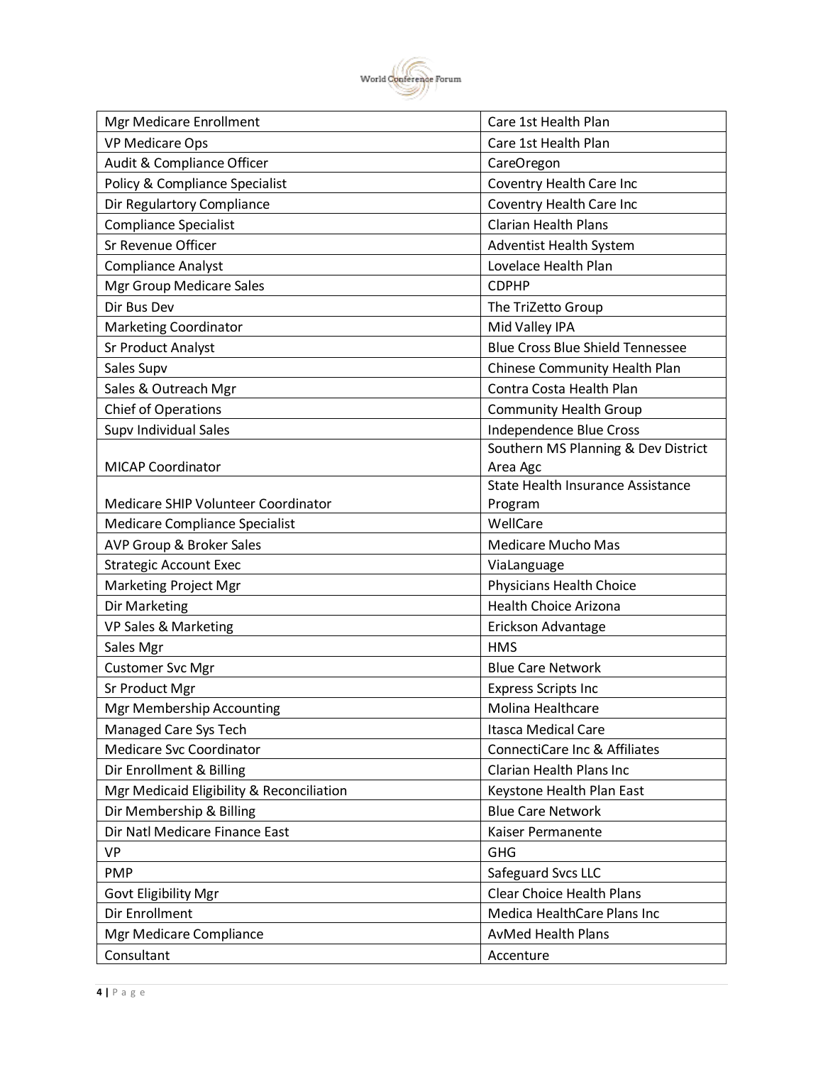| Mgr Medicare Enrollment | Care 1st Health Plan |
|---|---|
| VP Medicare Ops | Care 1st Health Plan |
| Audit & Compliance Officer | CareOregon |
| Policy & Compliance Specialist | Coventry Health Care Inc |
| Dir Regulartory Compliance | Coventry Health Care Inc |
| Compliance Specialist | Clarian Health Plans |
| Sr Revenue Officer | Adventist Health System |
| Compliance Analyst | Lovelace Health Plan |
| Mgr Group Medicare Sales | CDPHP |
| Dir Bus Dev | The TriZetto Group |
| Marketing Coordinator | Mid Valley IPA |
| Sr Product Analyst | Blue Cross Blue Shield Tennessee |
| Sales Supv | Chinese Community Health Plan |
| Sales & Outreach Mgr | Contra Costa Health Plan |
| Chief of Operations | Community Health Group |
| Supv Individual Sales | Independence Blue Cross |
| MICAP Coordinator | Southern MS Planning & Dev District Area Agc |
| Medicare SHIP Volunteer Coordinator | State Health Insurance Assistance Program |
| Medicare Compliance Specialist | WellCare |
| AVP Group & Broker Sales | Medicare Mucho Mas |
| Strategic Account Exec | ViaLanguage |
| Marketing Project Mgr | Physicians Health Choice |
| Dir Marketing | Health Choice Arizona |
| VP Sales & Marketing | Erickson Advantage |
| Sales Mgr | HMS |
| Customer Svc Mgr | Blue Care Network |
| Sr Product Mgr | Express Scripts Inc |
| Mgr Membership Accounting | Molina Healthcare |
| Managed Care Sys Tech | Itasca Medical Care |
| Medicare Svc Coordinator | ConnectiCare Inc & Affiliates |
| Dir Enrollment & Billing | Clarian Health Plans Inc |
| Mgr Medicaid Eligibility & Reconciliation | Keystone Health Plan East |
| Dir Membership & Billing | Blue Care Network |
| Dir Natl Medicare Finance East | Kaiser Permanente |
| VP | GHG |
| PMP | Safeguard Svcs LLC |
| Govt Eligibility Mgr | Clear Choice Health Plans |
| Dir Enrollment | Medica HealthCare Plans Inc |
| Mgr Medicare Compliance | AvMed Health Plans |
| Consultant | Accenture |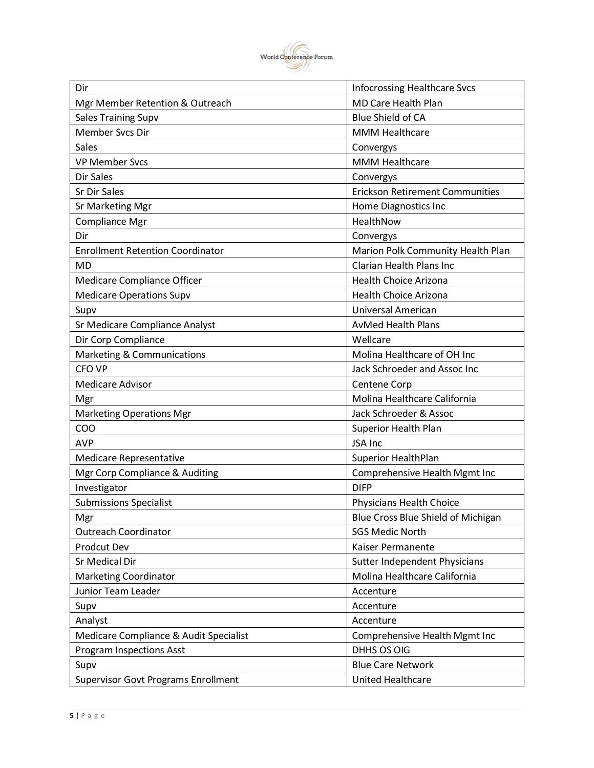| Dir | Infocrossing Healthcare Svcs |
|---|---|
| Mgr Member Retention & Outreach | MD Care Health Plan |
| Sales Training Supv | Blue Shield of CA |
| Member Svcs Dir | MMM Healthcare |
| Sales | Convergys |
| VP Member Svcs | MMM Healthcare |
| Dir Sales | Convergys |
| Sr Dir Sales | Erickson Retirement Communities |
| Sr Marketing Mgr | Home Diagnostics Inc |
| Compliance Mgr | HealthNow |
| Dir | Convergys |
| Enrollment Retention Coordinator | Marion Polk Community Health Plan |
| MD | Clarian Health Plans Inc |
| Medicare Compliance Officer | Health Choice Arizona |
| Medicare Operations Supv | Health Choice Arizona |
| Supv | Universal American |
| Sr Medicare Compliance Analyst | AvMed Health Plans |
| Dir Corp Compliance | Wellcare |
| Marketing & Communications | Molina Healthcare of OH Inc |
| CFO VP | Jack Schroeder and Assoc Inc |
| Medicare Advisor | Centene Corp |
| Mgr | Molina Healthcare California |
| Marketing Operations Mgr | Jack Schroeder & Assoc |
| COO | Superior Health Plan |
| AVP | JSA Inc |
| Medicare Representative | Superior HealthPlan |
| Mgr Corp Compliance & Auditing | Comprehensive Health Mgmt Inc |
| Investigator | DIFP |
| Submissions Specialist | Physicians Health Choice |
| Mgr | Blue Cross Blue Shield of Michigan |
| Outreach Coordinator | SGS Medic North |
| Prodcut Dev | Kaiser Permanente |
| Sr Medical Dir | Sutter Independent Physicians |
| Marketing Coordinator | Molina Healthcare California |
| Junior Team Leader | Accenture |
| Supv | Accenture |
| Analyst | Accenture |
| Medicare Compliance & Audit Specialist | Comprehensive Health Mgmt Inc |
| Program Inspections Asst | DHHS OS OIG |
| Supv | Blue Care Network |
| Supervisor Govt Programs Enrollment | United Healthcare |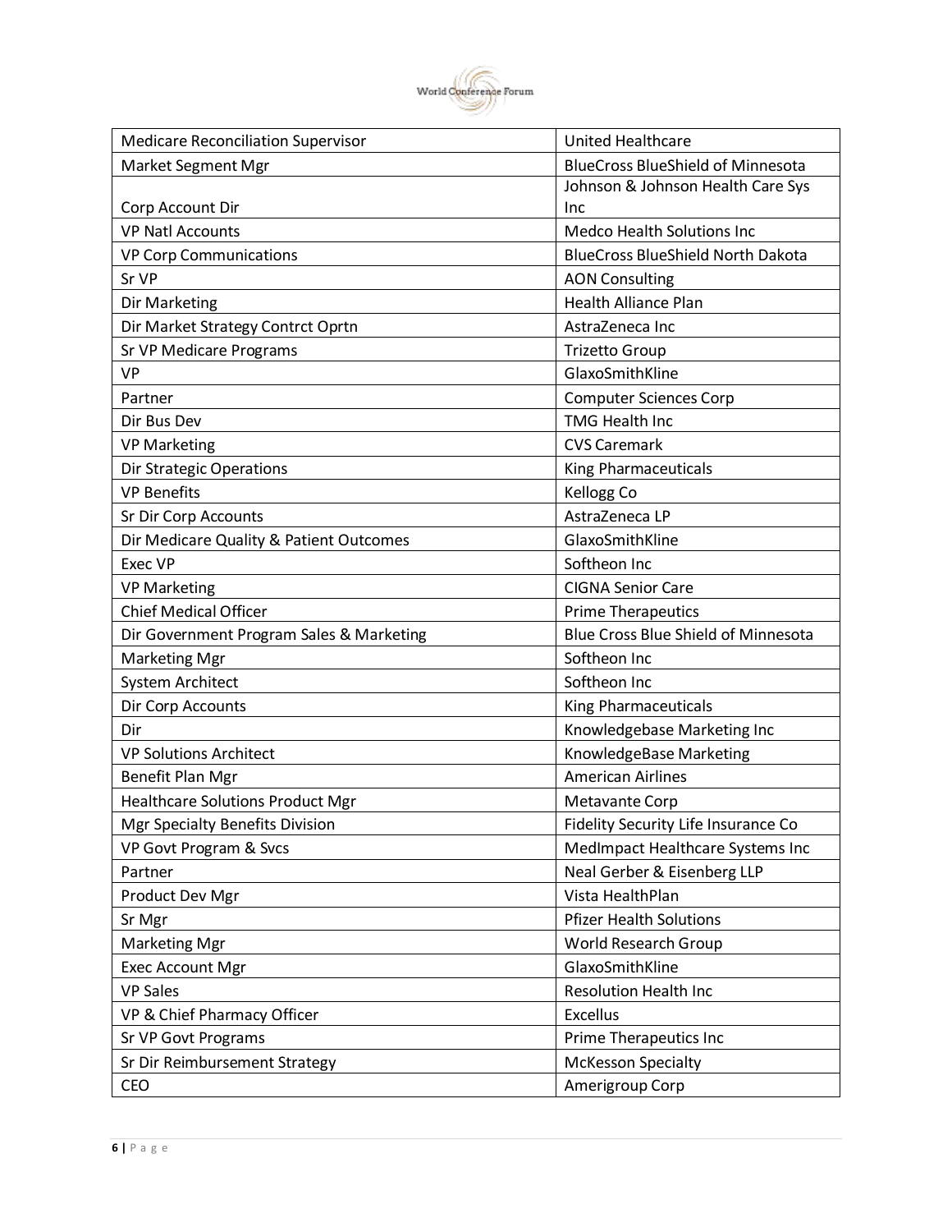| Medicare Reconciliation Supervisor | United Healthcare |
|---|---|
| Market Segment Mgr | BlueCross BlueShield of Minnesota |
| Corp Account Dir | Johnson & Johnson Health Care Sys Inc |
| VP Natl Accounts | Medco Health Solutions Inc |
| VP Corp Communications | BlueCross BlueShield North Dakota |
| Sr VP | AON Consulting |
| Dir Marketing | Health Alliance Plan |
| Dir Market Strategy Contrct Oprtn | AstraZeneca Inc |
| Sr VP Medicare Programs | Trizetto Group |
| VP | GlaxoSmithKline |
| Partner | Computer Sciences Corp |
| Dir Bus Dev | TMG Health Inc |
| VP Marketing | CVS Caremark |
| Dir Strategic Operations | King Pharmaceuticals |
| VP Benefits | Kellogg Co |
| Sr Dir Corp Accounts | AstraZeneca LP |
| Dir Medicare Quality & Patient Outcomes | GlaxoSmithKline |
| Exec VP | Softheon Inc |
| VP Marketing | CIGNA Senior Care |
| Chief Medical Officer | Prime Therapeutics |
| Dir Government Program Sales & Marketing | Blue Cross Blue Shield of Minnesota |
| Marketing Mgr | Softheon Inc |
| System Architect | Softheon Inc |
| Dir Corp Accounts | King Pharmaceuticals |
| Dir | Knowledgebase Marketing Inc |
| VP Solutions Architect | KnowledgeBase Marketing |
| Benefit Plan Mgr | American Airlines |
| Healthcare Solutions Product Mgr | Metavante Corp |
| Mgr Specialty Benefits Division | Fidelity Security Life Insurance Co |
| VP Govt Program & Svcs | MedImpact Healthcare Systems Inc |
| Partner | Neal Gerber & Eisenberg LLP |
| Product Dev Mgr | Vista HealthPlan |
| Sr Mgr | Pfizer Health Solutions |
| Marketing Mgr | World Research Group |
| Exec Account Mgr | GlaxoSmithKline |
| VP Sales | Resolution Health Inc |
| VP & Chief Pharmacy Officer | Excellus |
| Sr VP Govt Programs | Prime Therapeutics Inc |
| Sr Dir Reimbursement Strategy | McKesson Specialty |
| CEO | Amerigroup Corp |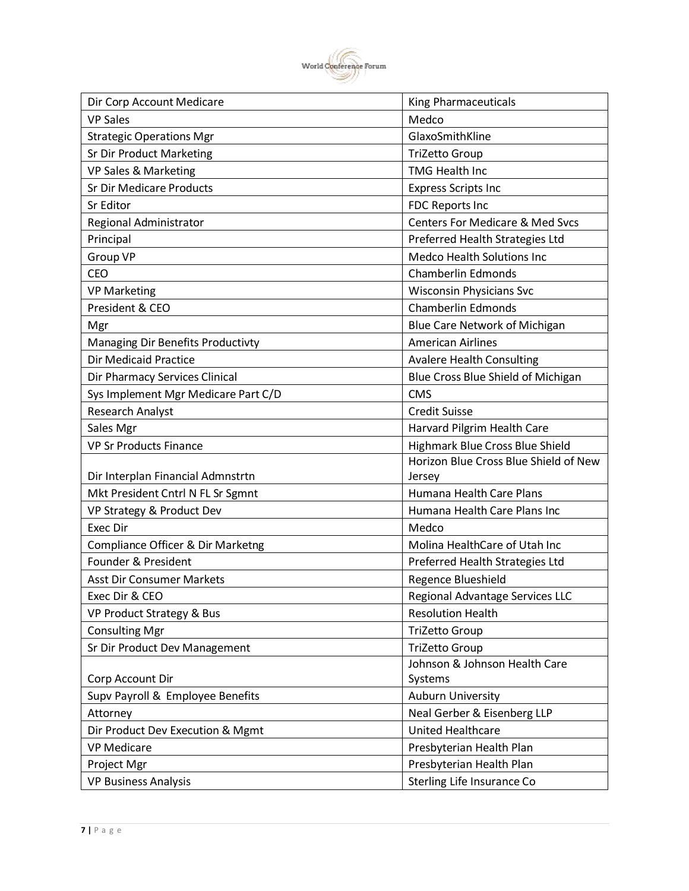| Dir Corp Account Medicare | King Pharmaceuticals |
|---|---|
| VP Sales | Medco |
| Strategic Operations Mgr | GlaxoSmithKline |
| Sr Dir Product Marketing | TriZetto Group |
| VP Sales & Marketing | TMG Health Inc |
| Sr Dir Medicare Products | Express Scripts Inc |
| Sr Editor | FDC Reports Inc |
| Regional Administrator | Centers For Medicare & Med Svcs |
| Principal | Preferred Health Strategies Ltd |
| Group VP | Medco Health Solutions Inc |
| CEO | Chamberlin Edmonds |
| VP Marketing | Wisconsin Physicians Svc |
| President & CEO | Chamberlin Edmonds |
| Mgr | Blue Care Network of Michigan |
| Managing Dir Benefits Productivty | American Airlines |
| Dir Medicaid Practice | Avalere Health Consulting |
| Dir Pharmacy Services Clinical | Blue Cross Blue Shield of Michigan |
| Sys Implement Mgr Medicare Part C/D | CMS |
| Research Analyst | Credit Suisse |
| Sales Mgr | Harvard Pilgrim Health Care |
| VP Sr Products Finance | Highmark Blue Cross Blue Shield |
| Dir Interplan Financial Admnstrtn | Horizon Blue Cross Blue Shield of New Jersey |
| Mkt President Cntrl N FL Sr Sgmnt | Humana Health Care Plans |
| VP Strategy & Product Dev | Humana Health Care Plans Inc |
| Exec Dir | Medco |
| Compliance Officer & Dir Marketng | Molina HealthCare of Utah Inc |
| Founder & President | Preferred Health Strategies Ltd |
| Asst Dir Consumer Markets | Regence Blueshield |
| Exec Dir & CEO | Regional Advantage Services LLC |
| VP Product Strategy & Bus | Resolution Health |
| Consulting Mgr | TriZetto Group |
| Sr Dir Product Dev Management | TriZetto Group |
| Corp Account Dir | Johnson & Johnson Health Care Systems |
| Supv Payroll & Employee Benefits | Auburn University |
| Attorney | Neal Gerber & Eisenberg LLP |
| Dir Product Dev Execution & Mgmt | United Healthcare |
| VP Medicare | Presbyterian Health Plan |
| Project Mgr | Presbyterian Health Plan |
| VP Business Analysis | Sterling Life Insurance Co |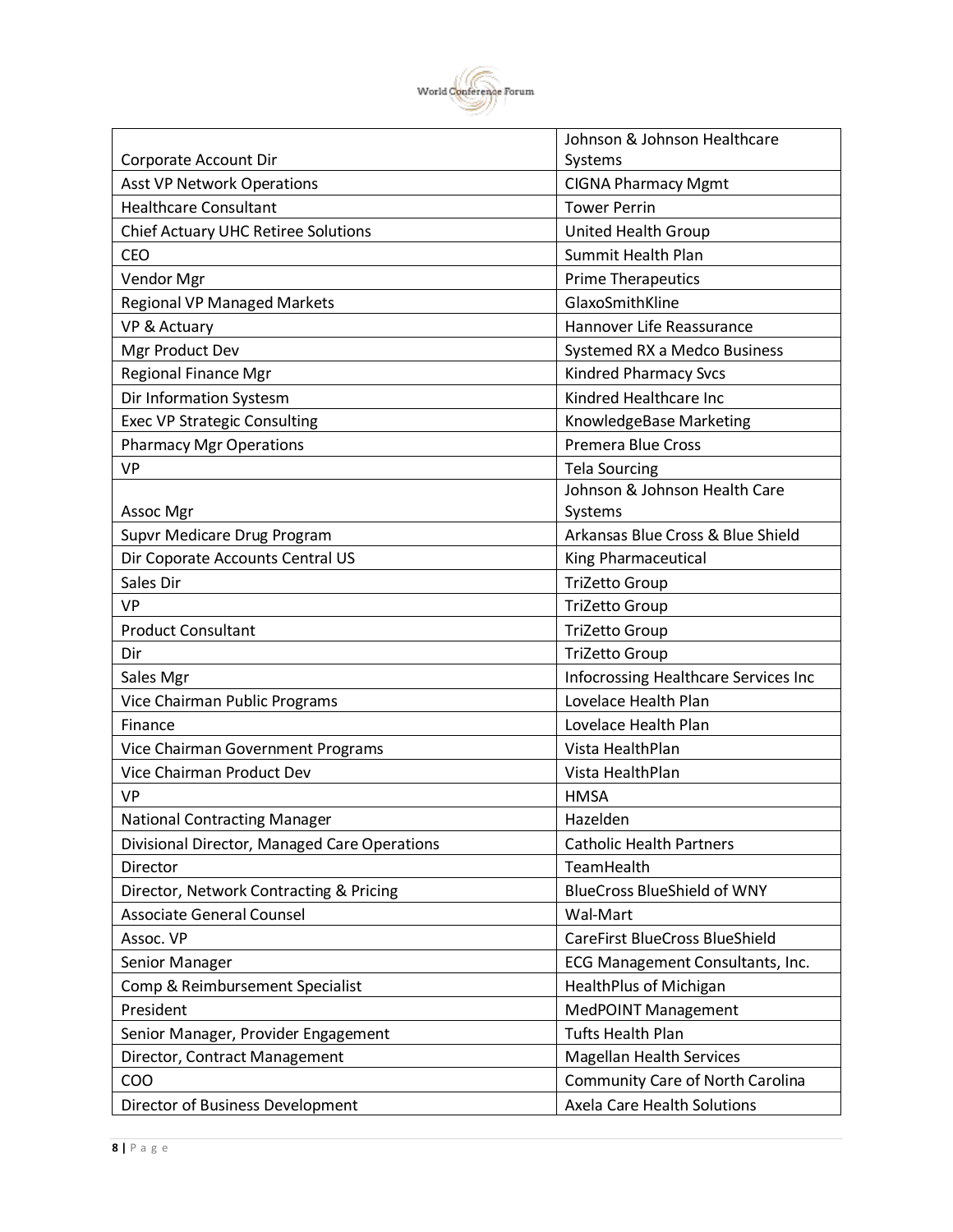| Corporate Account Dir | Johnson & Johnson Healthcare Systems |
|---|---|
| Asst VP Network Operations | CIGNA Pharmacy Mgmt |
| Healthcare Consultant | Tower Perrin |
| Chief Actuary UHC Retiree Solutions | United Health Group |
| CEO | Summit Health Plan |
| Vendor Mgr | Prime Therapeutics |
| Regional VP Managed Markets | GlaxoSmithKline |
| VP & Actuary | Hannover Life Reassurance |
| Mgr Product Dev | Systemed RX a Medco Business |
| Regional Finance Mgr | Kindred Pharmacy Svcs |
| Dir Information Systesm | Kindred Healthcare Inc |
| Exec VP Strategic Consulting | KnowledgeBase Marketing |
| Pharmacy Mgr Operations | Premera Blue Cross |
| VP | Tela Sourcing |
| Assoc Mgr | Johnson & Johnson Health Care Systems |
| Supvr Medicare Drug Program | Arkansas Blue Cross & Blue Shield |
| Dir Coporate Accounts Central US | King Pharmaceutical |
| Sales Dir | TriZetto Group |
| VP | TriZetto Group |
| Product Consultant | TriZetto Group |
| Dir | TriZetto Group |
| Sales Mgr | Infocrossing Healthcare Services Inc |
| Vice Chairman Public Programs | Lovelace Health Plan |
| Finance | Lovelace Health Plan |
| Vice Chairman Government Programs | Vista HealthPlan |
| Vice Chairman Product Dev | Vista HealthPlan |
| VP | HMSA |
| National Contracting Manager | Hazelden |
| Divisional Director, Managed Care Operations | Catholic Health Partners |
| Director | TeamHealth |
| Director, Network Contracting & Pricing | BlueCross BlueShield of WNY |
| Associate General Counsel | Wal-Mart |
| Assoc. VP | CareFirst BlueCross BlueShield |
| Senior Manager | ECG Management Consultants, Inc. |
| Comp & Reimbursement Specialist | HealthPlus of Michigan |
| President | MedPOINT Management |
| Senior Manager, Provider Engagement | Tufts Health Plan |
| Director, Contract Management | Magellan Health Services |
| COO | Community Care of North Carolina |
| Director of Business Development | Axela Care Health Solutions |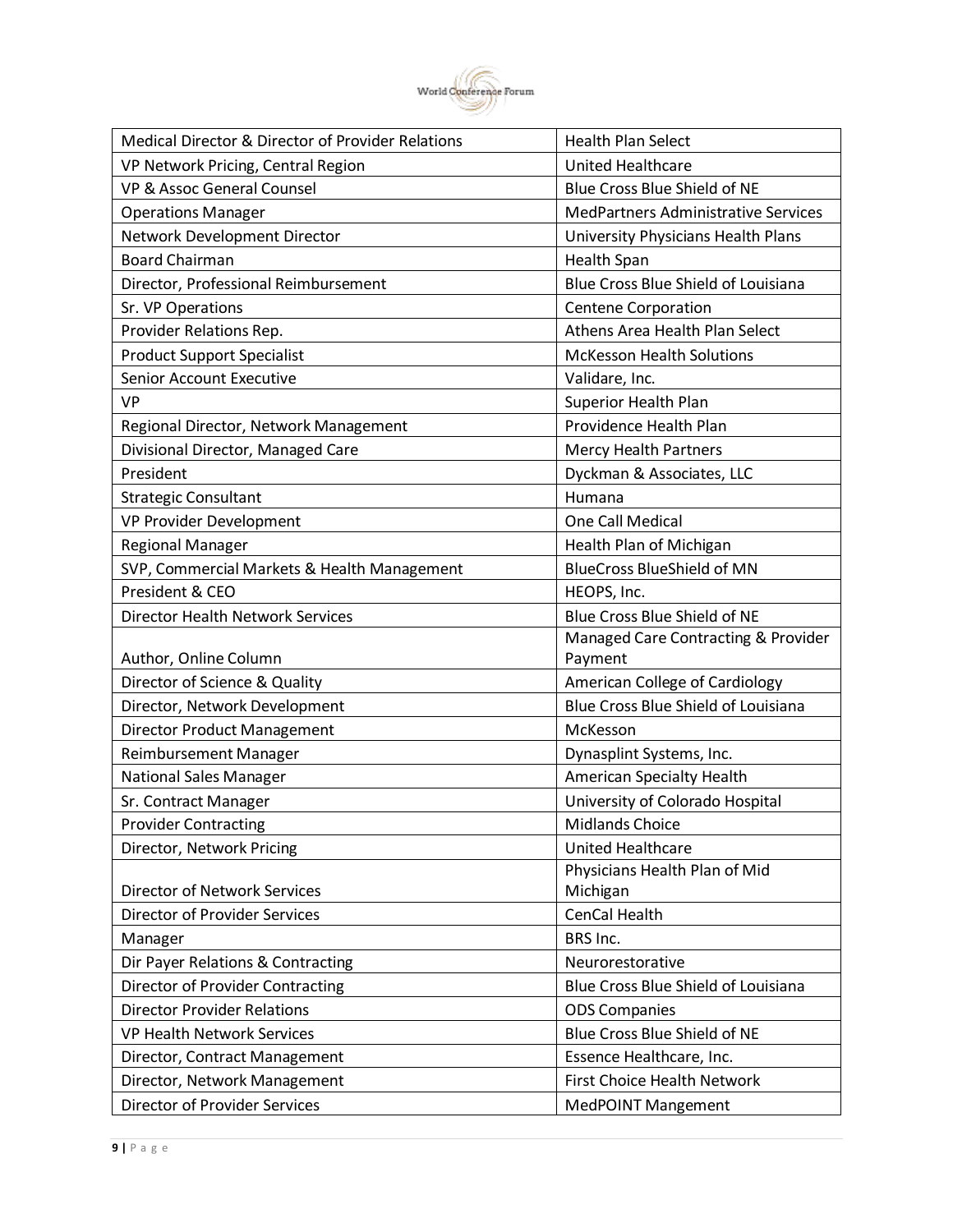| Medical Director & Director of Provider Relations | Health Plan Select |
|---|---|
| VP Network Pricing, Central Region | United Healthcare |
| VP & Assoc General Counsel | Blue Cross Blue Shield of NE |
| Operations Manager | MedPartners Administrative Services |
| Network Development Director | University Physicians Health Plans |
| Board Chairman | Health Span |
| Director, Professional Reimbursement | Blue Cross Blue Shield of Louisiana |
| Sr. VP Operations | Centene Corporation |
| Provider Relations Rep. | Athens Area Health Plan Select |
| Product Support Specialist | McKesson Health Solutions |
| Senior Account Executive | Validare, Inc. |
| VP | Superior Health Plan |
| Regional Director, Network Management | Providence Health Plan |
| Divisional Director, Managed Care | Mercy Health Partners |
| President | Dyckman & Associates, LLC |
| Strategic Consultant | Humana |
| VP Provider Development | One Call Medical |
| Regional Manager | Health Plan of Michigan |
| SVP, Commercial Markets & Health Management | BlueCross BlueShield of MN |
| President & CEO | HEOPS, Inc. |
| Director Health Network Services | Blue Cross Blue Shield of NE |
| Author, Online Column | Managed Care Contracting & Provider Payment |
| Director of Science & Quality | American College of Cardiology |
| Director, Network Development | Blue Cross Blue Shield of Louisiana |
| Director Product Management | McKesson |
| Reimbursement Manager | Dynasplint Systems, Inc. |
| National Sales Manager | American Specialty Health |
| Sr. Contract Manager | University of Colorado Hospital |
| Provider Contracting | Midlands Choice |
| Director, Network Pricing | United Healthcare |
| Director of Network Services | Physicians Health Plan of Mid Michigan |
| Director of Provider Services | CenCal Health |
| Manager | BRS Inc. |
| Dir Payer Relations & Contracting | Neurorestorative |
| Director of Provider Contracting | Blue Cross Blue Shield of Louisiana |
| Director Provider Relations | ODS Companies |
| VP Health Network Services | Blue Cross Blue Shield of NE |
| Director, Contract Management | Essence Healthcare, Inc. |
| Director, Network Management | First Choice Health Network |
| Director of Provider Services | MedPOINT Mangement |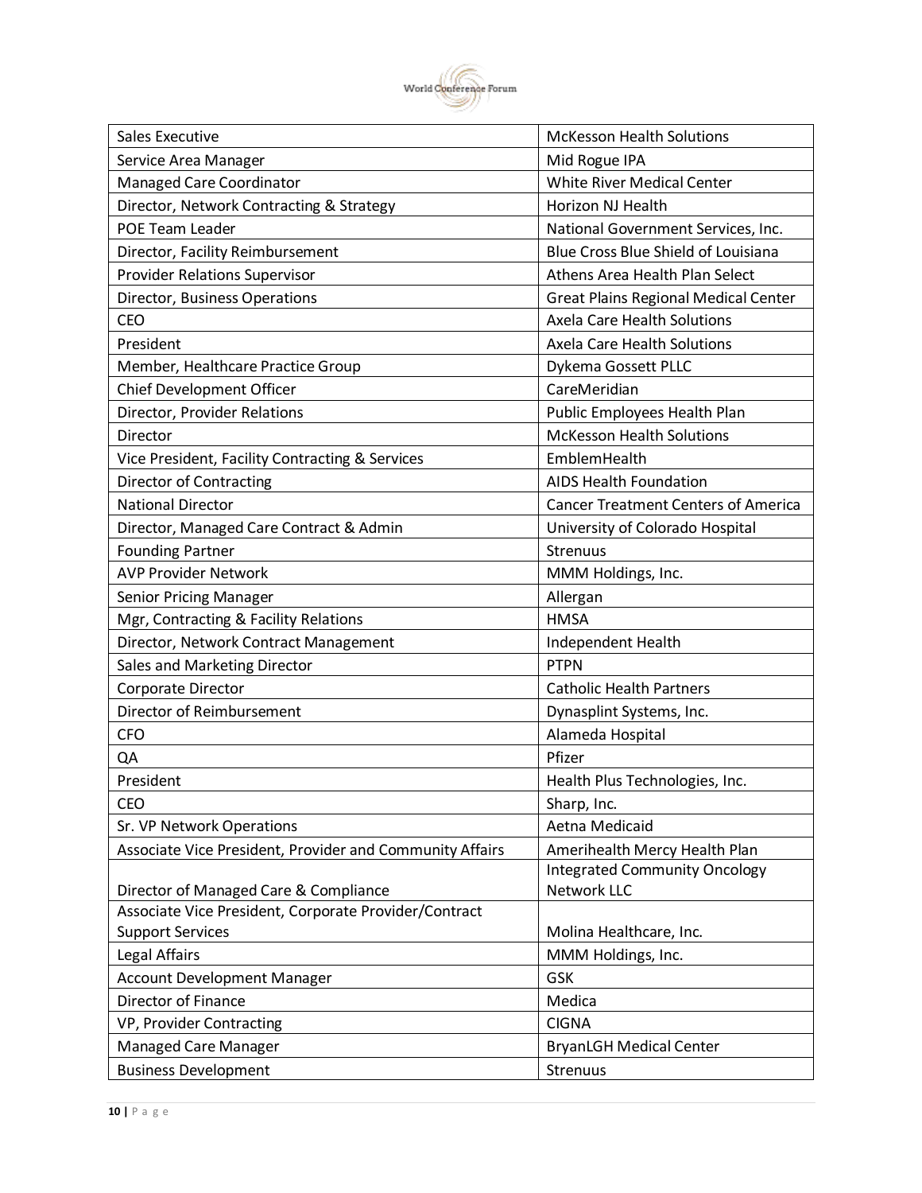| Sales Executive | McKesson Health Solutions |
|---|---|
| Service Area Manager | Mid Rogue IPA |
| Managed Care Coordinator | White River Medical Center |
| Director, Network Contracting & Strategy | Horizon NJ Health |
| POE Team Leader | National Government Services, Inc. |
| Director, Facility Reimbursement | Blue Cross Blue Shield of Louisiana |
| Provider Relations Supervisor | Athens Area Health Plan Select |
| Director, Business Operations | Great Plains Regional Medical Center |
| CEO | Axela Care Health Solutions |
| President | Axela Care Health Solutions |
| Member, Healthcare Practice Group | Dykema Gossett PLLC |
| Chief Development Officer | CareMeridian |
| Director, Provider Relations | Public Employees Health Plan |
| Director | McKesson Health Solutions |
| Vice President, Facility Contracting & Services | EmblemHealth |
| Director of Contracting | AIDS Health Foundation |
| National Director | Cancer Treatment Centers of America |
| Director, Managed Care Contract & Admin | University of Colorado Hospital |
| Founding Partner | Strenuus |
| AVP Provider Network | MMM Holdings, Inc. |
| Senior Pricing Manager | Allergan |
| Mgr, Contracting & Facility Relations | HMSA |
| Director, Network Contract Management | Independent Health |
| Sales and Marketing Director | PTPN |
| Corporate Director | Catholic Health Partners |
| Director of Reimbursement | Dynasplint Systems, Inc. |
| CFO | Alameda Hospital |
| QA | Pfizer |
| President | Health Plus Technologies, Inc. |
| CEO | Sharp, Inc. |
| Sr. VP Network Operations | Aetna Medicaid |
| Associate Vice President, Provider and Community Affairs | Amerihealth Mercy Health Plan |
| Director of Managed Care & Compliance | Integrated Community Oncology Network LLC |
| Associate Vice President, Corporate Provider/Contract Support Services | Molina Healthcare, Inc. |
| Legal Affairs | MMM Holdings, Inc. |
| Account Development Manager | GSK |
| Director of Finance | Medica |
| VP, Provider Contracting | CIGNA |
| Managed Care Manager | BryanLGH Medical Center |
| Business Development | Strenuus |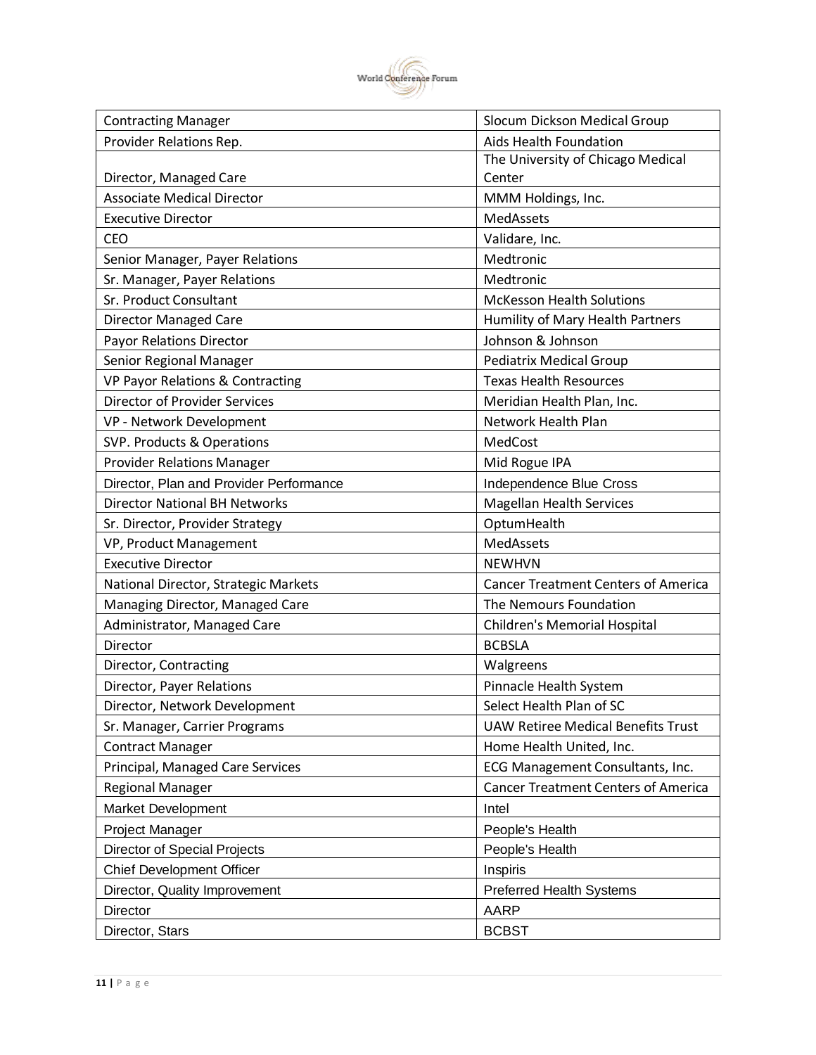| Contracting Manager | Slocum Dickson Medical Group |
|---|---|
| Provider Relations Rep. | Aids Health Foundation |
| Director, Managed Care | The University of Chicago Medical Center |
| Associate Medical Director | MMM Holdings, Inc. |
| Executive Director | MedAssets |
| CEO | Validare, Inc. |
| Senior Manager, Payer Relations | Medtronic |
| Sr. Manager, Payer Relations | Medtronic |
| Sr. Product Consultant | McKesson Health Solutions |
| Director Managed Care | Humility of Mary Health Partners |
| Payor Relations Director | Johnson & Johnson |
| Senior Regional Manager | Pediatrix Medical Group |
| VP Payor Relations & Contracting | Texas Health Resources |
| Director of Provider Services | Meridian Health Plan, Inc. |
| VP - Network Development | Network Health Plan |
| SVP. Products & Operations | MedCost |
| Provider Relations Manager | Mid Rogue IPA |
| Director, Plan and Provider Performance | Independence Blue Cross |
| Director National BH Networks | Magellan Health Services |
| Sr. Director, Provider Strategy | OptumHealth |
| VP, Product Management | MedAssets |
| Executive Director | NEWHVN |
| National Director, Strategic Markets | Cancer Treatment Centers of America |
| Managing Director, Managed Care | The Nemours Foundation |
| Administrator, Managed Care | Children's Memorial Hospital |
| Director | BCBSLA |
| Director, Contracting | Walgreens |
| Director, Payer Relations | Pinnacle Health System |
| Director, Network Development | Select Health Plan of SC |
| Sr. Manager, Carrier Programs | UAW Retiree Medical Benefits Trust |
| Contract Manager | Home Health United, Inc. |
| Principal, Managed Care Services | ECG Management Consultants, Inc. |
| Regional Manager | Cancer Treatment Centers of America |
| Market Development | Intel |
| Project Manager | People's Health |
| Director of Special Projects | People's Health |
| Chief Development Officer | Inspiris |
| Director, Quality Improvement | Preferred Health Systems |
| Director | AARP |
| Director, Stars | BCBST |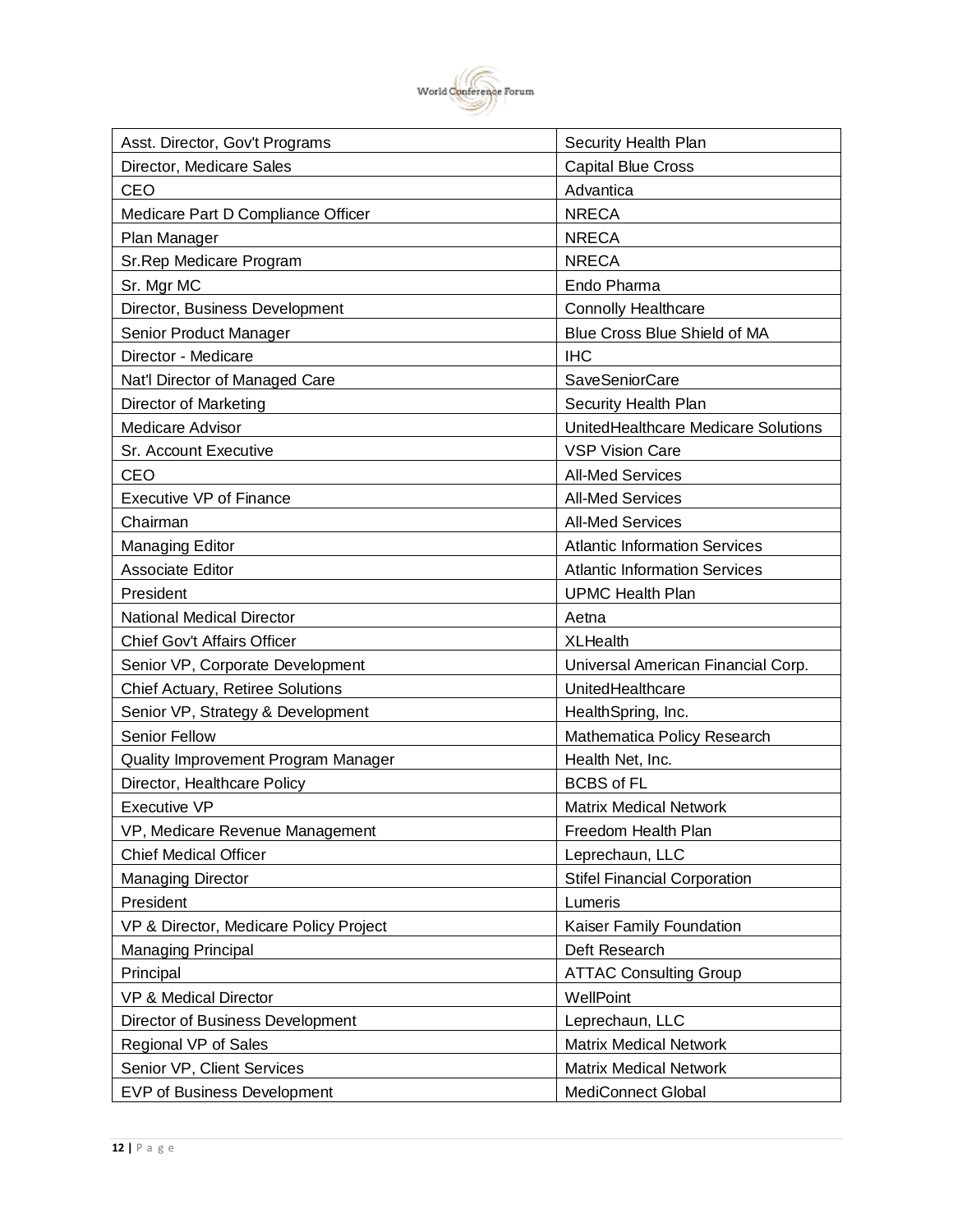| Asst. Director, Gov't Programs | Security Health Plan |
|---|---|
| Director, Medicare Sales | Capital Blue Cross |
| CEO | Advantica |
| Medicare Part D Compliance Officer | NRECA |
| Plan Manager | NRECA |
| Sr.Rep Medicare Program | NRECA |
| Sr. Mgr MC | Endo Pharma |
| Director, Business Development | Connolly Healthcare |
| Senior Product Manager | Blue Cross Blue Shield of MA |
| Director - Medicare | IHC |
| Nat'l Director of Managed Care | SaveSeniorCare |
| Director of Marketing | Security Health Plan |
| Medicare Advisor | UnitedHealthcare Medicare Solutions |
| Sr. Account Executive | VSP Vision Care |
| CEO | All-Med Services |
| Executive VP of Finance | All-Med Services |
| Chairman | All-Med Services |
| Managing Editor | Atlantic Information Services |
| Associate Editor | Atlantic Information Services |
| President | UPMC Health Plan |
| National Medical Director | Aetna |
| Chief Gov't Affairs Officer | XLHealth |
| Senior VP, Corporate Development | Universal American Financial Corp. |
| Chief Actuary, Retiree Solutions | UnitedHealthcare |
| Senior VP, Strategy & Development | HealthSpring, Inc. |
| Senior Fellow | Mathematica Policy Research |
| Quality Improvement Program Manager | Health Net, Inc. |
| Director, Healthcare Policy | BCBS of FL |
| Executive VP | Matrix Medical Network |
| VP, Medicare Revenue Management | Freedom Health Plan |
| Chief Medical Officer | Leprechaun, LLC |
| Managing Director | Stifel Financial Corporation |
| President | Lumeris |
| VP & Director, Medicare Policy Project | Kaiser Family Foundation |
| Managing Principal | Deft Research |
| Principal | ATTAC Consulting Group |
| VP & Medical Director | WellPoint |
| Director of Business Development | Leprechaun, LLC |
| Regional VP of Sales | Matrix Medical Network |
| Senior VP, Client Services | Matrix Medical Network |
| EVP of Business Development | MediConnect Global |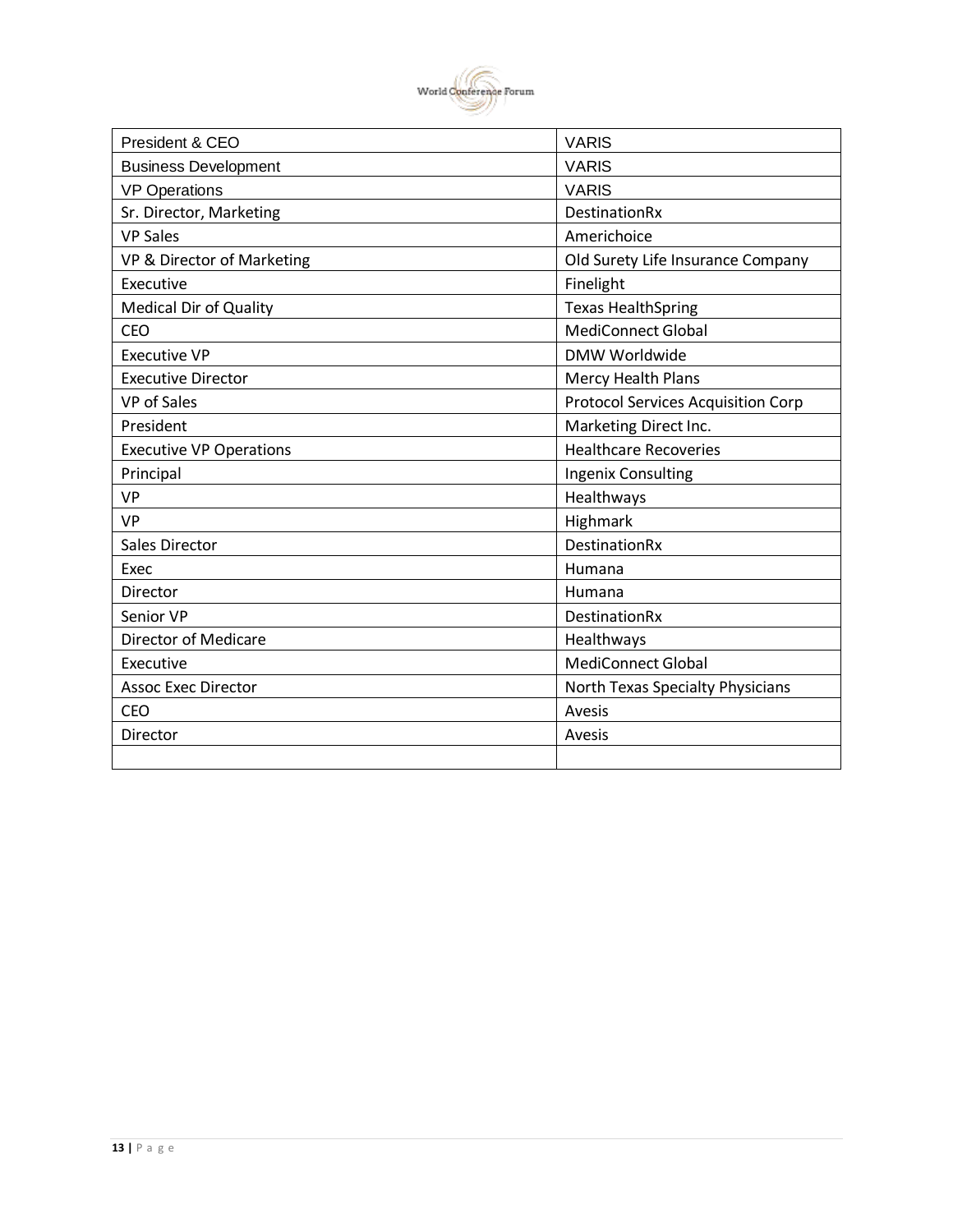| | |
|---|---|
| President & CEO | VARIS |
| Business Development | VARIS |
| VP Operations | VARIS |
| Sr. Director, Marketing | DestinationRx |
| VP Sales | Americhoice |
| VP & Director of Marketing | Old Surety Life Insurance Company |
| Executive | Finelight |
| Medical Dir of Quality | Texas HealthSpring |
| CEO | MediConnect Global |
| Executive VP | DMW Worldwide |
| Executive Director | Mercy Health Plans |
| VP of Sales | Protocol Services Acquisition Corp |
| President | Marketing Direct Inc. |
| Executive VP Operations | Healthcare Recoveries |
| Principal | Ingenix Consulting |
| VP | Healthways |
| VP | Highmark |
| Sales Director | DestinationRx |
| Exec | Humana |
| Director | Humana |
| Senior VP | DestinationRx |
| Director of Medicare | Healthways |
| Executive | MediConnect Global |
| Assoc Exec Director | North Texas Specialty Physicians |
| CEO | Avesis |
| Director | Avesis |
| | |